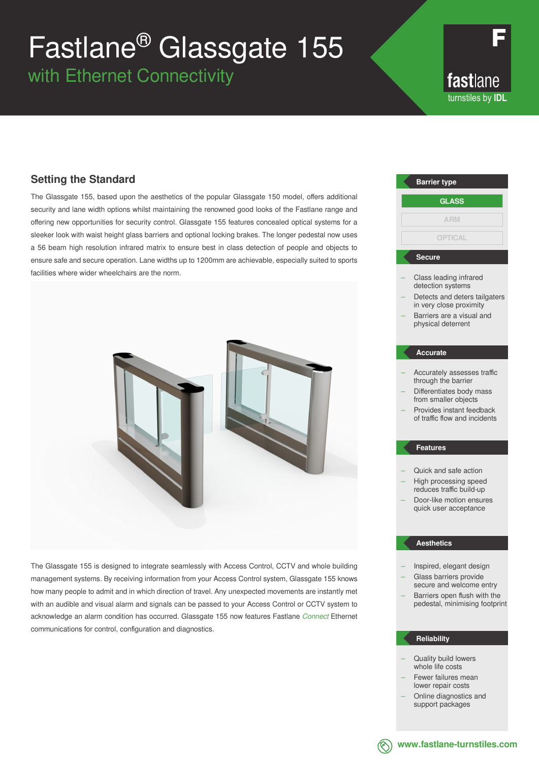# Fastlane® Glassgate 155

## with Ethernet Connectivity

fastlane
turnstiles by IDL

## Setting the Standard

The Glassgate 155, based upon the aesthetics of the popular Glassgate 150 model, offers additional security and lane width options whilst maintaining the renowned good looks of the Fastlane range and offering new opportunities for security control. Glassgate 155 features concealed optical systems for a sleeker look with waist height glass barriers and optional locking brakes. The longer pedestal now uses a 56 beam high resolution infrared matrix to ensure best in class detection of people and objects to ensure safe and secure operation. Lane widths up to 1200mm are achievable, especially suited to sports facilities where wider wheelchairs are the norm.

The Glassgate 155 is designed to integrate seamlessly with Access Control, CCTV and whole building management systems. By receiving information from your Access Control system, Glassgate 155 knows how many people to admit and in which direction of travel. Any unexpected movements are instantly met with an audible and visual alarm and signals can be passed to your Access Control or CCTV system to acknowledge an alarm condition has occurred. Glassgate 155 now features Fastlane *Connect* Ethernet communications for control, configuration and diagnostics.

### Barrier type

- **GLASS**
- ARM
- OPTICAL

### Secure

- Class leading infrared detection systems
- Detects and deters tailgaters in very close proximity
- Barriers are a visual and physical deterrent

### Accurate

- Accurately assesses traffic through the barrier
- Differentiates body mass from smaller objects
- Provides instant feedback of traffic flow and incidents

### Features

- Quick and safe action
- High processing speed reduces traffic build-up
- Door-like motion ensures quick user acceptance

### Aesthetics

- Inspired, elegant design
- Glass barriers provide secure and welcome entry
- Barriers open flush with the pedestal, minimising footprint

### Reliability

- Quality build lowers whole life costs
- Fewer failures mean lower repair costs
- Online diagnostics and support packages

www.fastlane-turnstiles.com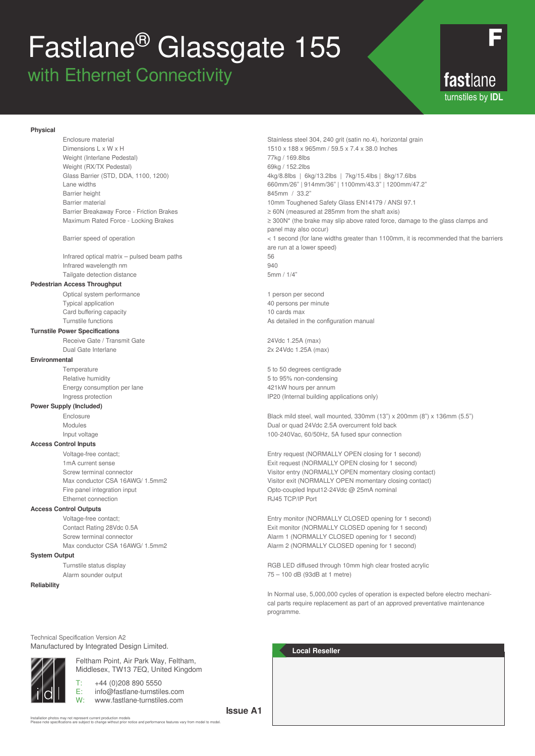# Fastlane® Glassgate 155

## with Ethernet Connectivity

fastlane turnstiles by IDL

| | |
|---|---|
| **Physical** | |
| Enclosure material | Stainless steel 304, 240 grit (satin no.4), horizontal grain |
| Dimensions L x W x H | 1510 x 188 x 965mm / 59.5 x 7.4 x 38.0 Inches |
| Weight (Interlane Pedestal) | 77kg / 169.8lbs |
| Weight (RX/TX Pedestal) | 69kg / 152.2lbs |
| Glass Barrier (STD, DDA, 1100, 1200) | 4kg/8.8lbs \| 6kg/13.2lbs \| 7kg/15.4lbs \| 8kg/17.6lbs |
| Lane widths | 660mm/26" \| 914mm/36" \| 1100mm/43.3" \| 1200mm/47.2" |
| Barrier height | 845mm / 33.2" |
| Barrier material | 10mm Toughened Safety Glass EN14179 / ANSI 97.1 |
| Barrier Breakaway Force - Friction Brakes | ≥ 60N (measured at 285mm from the shaft axis) |
| Maximum Rated Force - Locking Brakes | ≥ 300N* (the brake may slip above rated force, damage to the glass clamps and panel may also occur) |
| Barrier speed of operation | < 1 second (for lane widths greater than 1100mm, it is recommended that the barriers are run at a lower speed) |
| Infrared optical matrix – pulsed beam paths | 56 |
| Infrared wavelength nm | 940 |
| Tailgate detection distance | 5mm / 1/4" |
| **Pedestrian Access Throughput** | |
| Optical system performance | 1 person per second |
| Typical application | 40 persons per minute |
| Card buffering capacity | 10 cards max |
| Turnstile functions | As detailed in the configuration manual |
| **Turnstile Power Specifications** | |
| Receive Gate / Transmit Gate | 24Vdc 1.25A (max) |
| Dual Gate Interlane | 2x 24Vdc 1.25A (max) |
| **Environmental** | |
| Temperature | 5 to 50 degrees centigrade |
| Relative humidity | 5 to 95% non-condensing |
| Energy consumption per lane | 421kW hours per annum |
| Ingress protection | IP20 (Internal building applications only) |
| **Power Supply (Included)** | |
| Enclosure | Black mild steel, wall mounted, 330mm (13") x 200mm (8") x 136mm (5.5") |
| Modules | Dual or quad 24Vdc 2.5A overcurrent fold back |
| Input voltage | 100-240Vac, 60/50Hz, 5A fused spur connection |
| **Access Control Inputs** | |
| Voltage-free contact; | Entry request (NORMALLY OPEN closing for 1 second) |
| 1mA current sense | Exit request (NORMALLY OPEN closing for 1 second) |
| Screw terminal connector | Visitor entry (NORMALLY OPEN momentary closing contact) |
| Max conductor CSA 16AWG/ 1.5mm2 | Visitor exit (NORMALLY OPEN momentary closing contact) |
| Fire panel integration input | Opto-coupled Input12-24Vdc @ 25mA nominal |
| Ethernet connection | RJ45 TCP/IP Port |
| **Access Control Outputs** | |
| Voltage-free contact; | Entry monitor (NORMALLY CLOSED opening for 1 second) |
| Contact Rating 28Vdc 0.5A | Exit monitor (NORMALLY CLOSED opening for 1 second) |
| Screw terminal connector | Alarm 1 (NORMALLY CLOSED opening for 1 second) |
| Max conductor CSA 16AWG/ 1.5mm2 | Alarm 2 (NORMALLY CLOSED opening for 1 second) |
| **System Output** | |
| Turnstile status display | RGB LED diffused through 10mm high clear frosted acrylic |
| Alarm sounder output | 75 – 100 dB (93dB at 1 metre) |
| **Reliability** | In Normal use, 5,000,000 cycles of operation is expected before electro mechanical parts require replacement as part of an approved preventative maintenance programme. |

Technical Specification Version A2

Manufactured by Integrated Design Limited.

Feltham Point, Air Park Way, Feltham,
Middlesex, TW13 7EQ, United Kingdom

T: +44 (0)208 890 5550
E: info@fastlane-turnstiles.com
W: www.fastlane-turnstiles.com

**Issue A1**

**Local Reseller**

Installation photos may not represent current production models
Please note specifications are subject to change without prior notice and performance features vary from model to model.